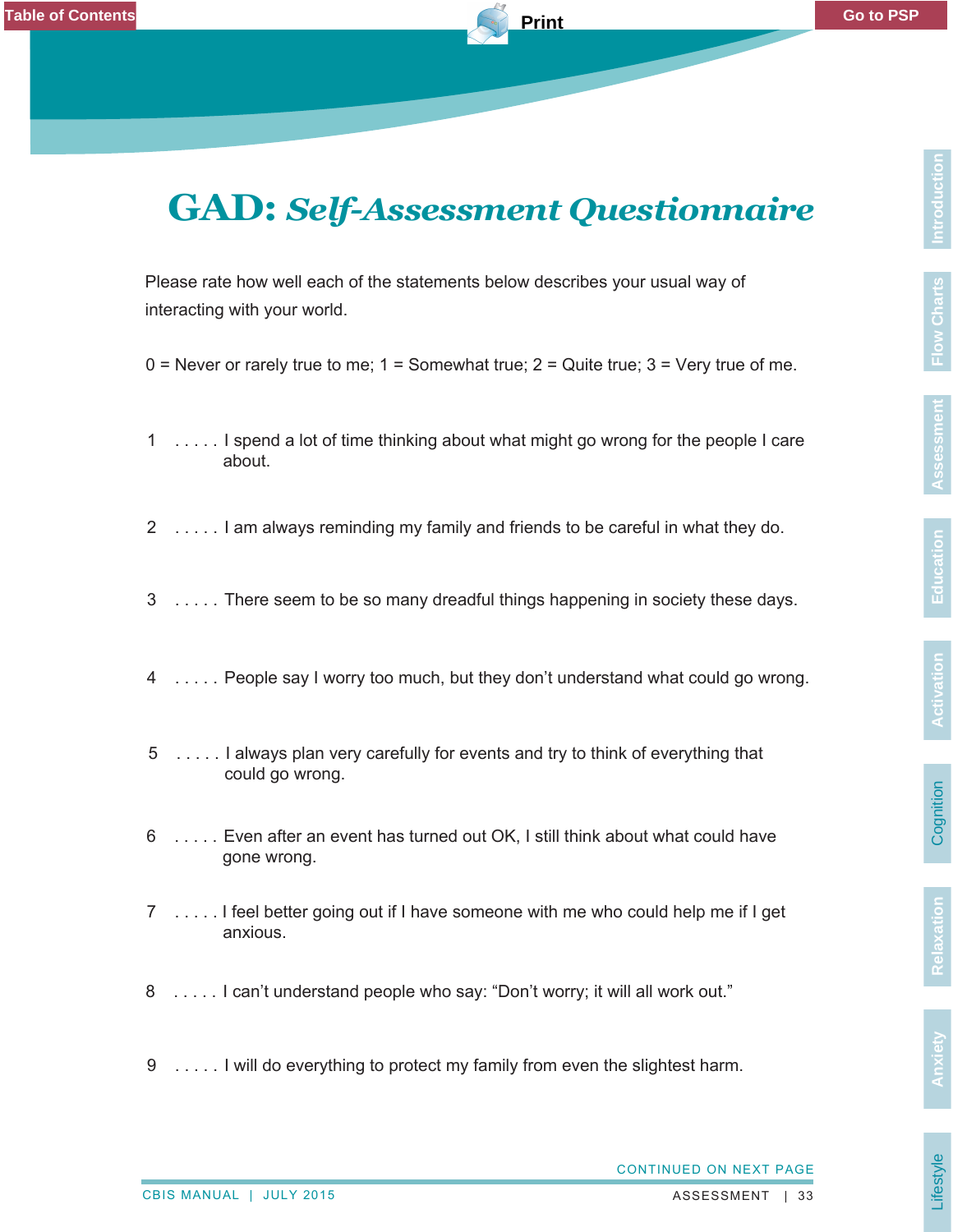# GAD: *Self-Assessment Questionnaire*

Please rate how well each of the statements below describes your usual way of interacting with your world.

0 = Never or rarely true to me; 1 = Somewhat true; 2 = Quite true; 3 = Very true of me.

1 . . . . . I spend a lot of time thinking about what might go wrong for the people I care about.

2 . . . . . I am always reminding my family and friends to be careful in what they do.

3 . . . . . There seem to be so many dreadful things happening in society these days.

4 . . . . . People say I worry too much, but they don't understand what could go wrong.

5 . . . . . I always plan very carefully for events and try to think of everything that could go wrong.

6 . . . . . Even after an event has turned out OK, I still think about what could have gone wrong.

7 . . . . . I feel better going out if I have someone with me who could help me if I get anxious.

8 . . . . . I can't understand people who say: "Don't worry; it will all work out."

9 . . . . . I will do everything to protect my family from even the slightest harm.

CONTINUED ON NEXT PAGE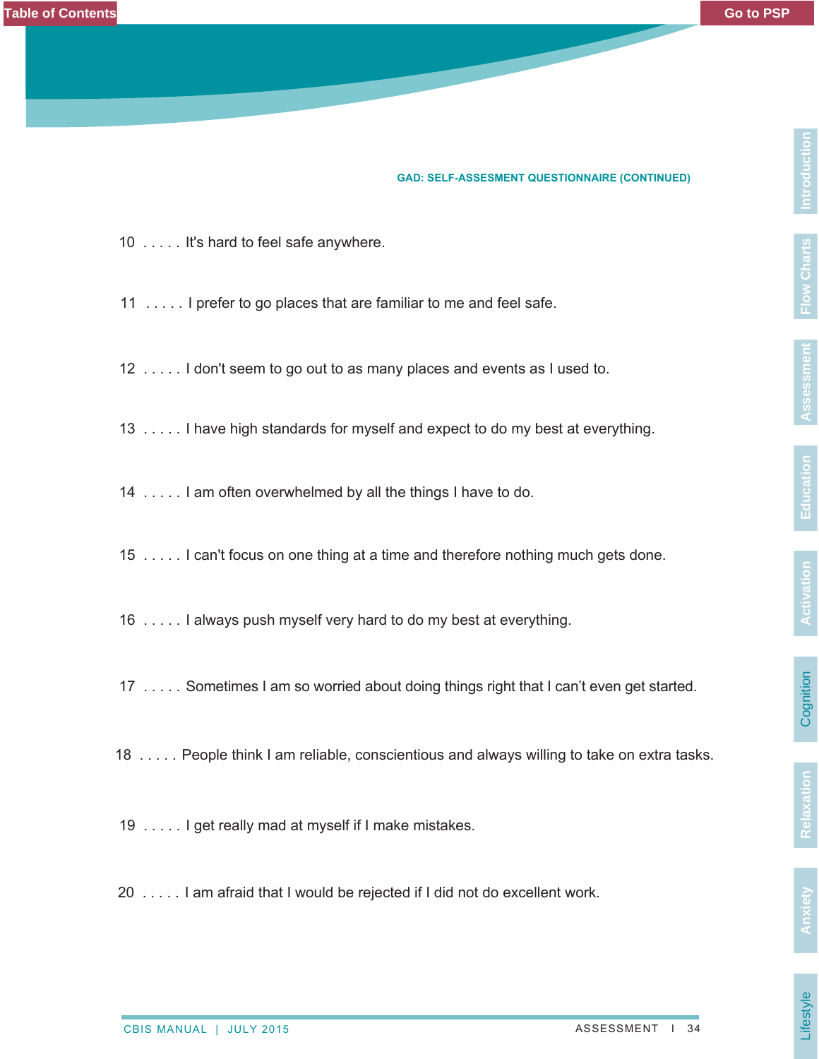GAD: SELF-ASSESMENT QUESTIONNAIRE (CONTINUED)

10 . . . . . It's hard to feel safe anywhere.

11 . . . . . I prefer to go places that are familiar to me and feel safe.

12 . . . . . I don't seem to go out to as many places and events as I used to.

13 . . . . . I have high standards for myself and expect to do my best at everything.

14 . . . . . I am often overwhelmed by all the things I have to do.

15 . . . . . I can't focus on one thing at a time and therefore nothing much gets done.

16 . . . . . I always push myself very hard to do my best at everything.

17 . . . . . Sometimes I am so worried about doing things right that I can't even get started.

18 . . . . . People think I am reliable, conscientious and always willing to take on extra tasks.

19 . . . . . I get really mad at myself if I make mistakes.

20 . . . . . I am afraid that I would be rejected if I did not do excellent work.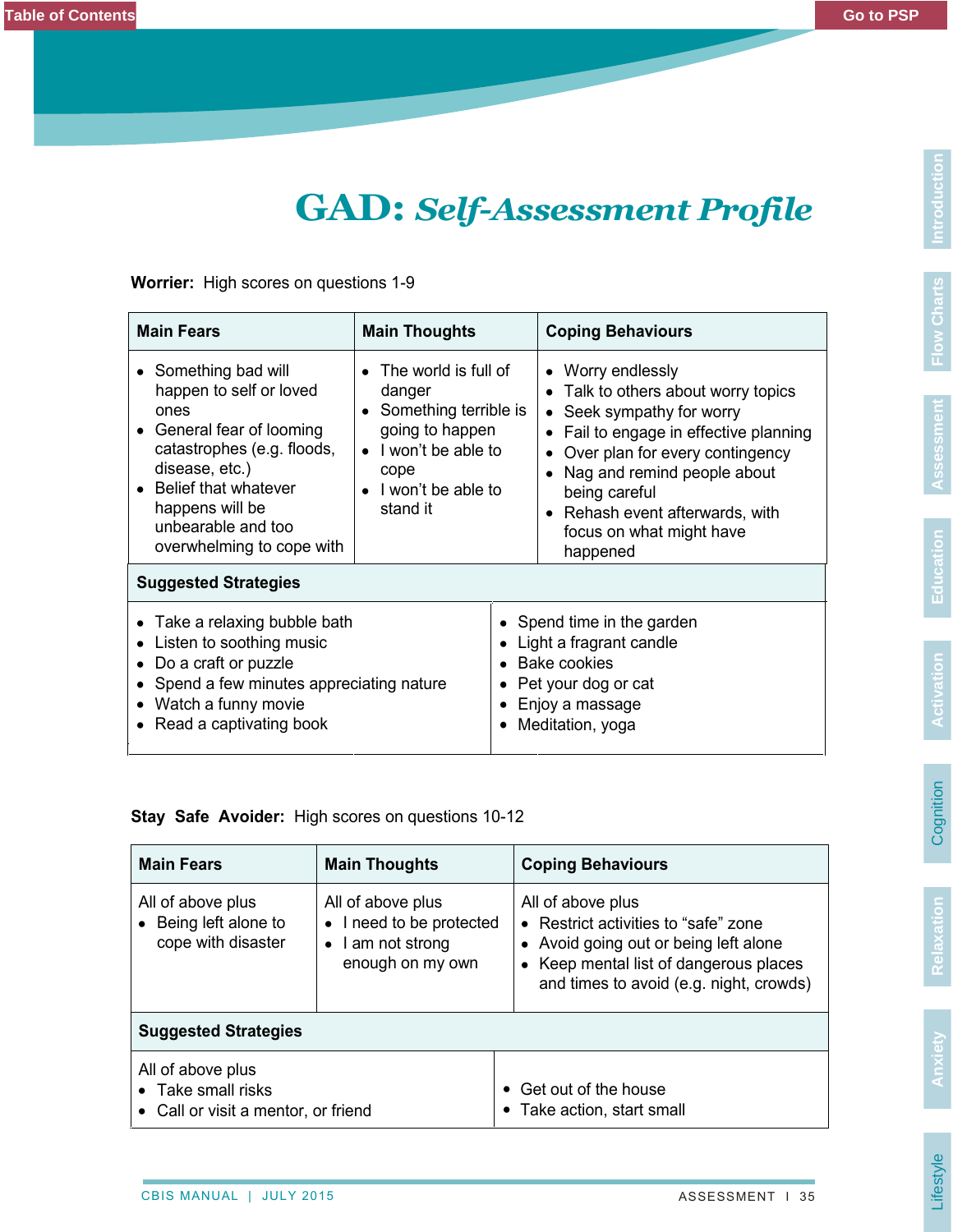# GAD: *Self-Assessment Profile*

**Worrier:** High scores on questions 1-9

| Main Fears | Main Thoughts | Coping Behaviours |
|---|---|---|
| • Something bad will happen to self or loved ones<br>• General fear of looming catastrophes (e.g. floods, disease, etc.)<br>• Belief that whatever happens will be unbearable and too overwhelming to cope with | • The world is full of danger<br>• Something terrible is going to happen<br>• I won't be able to cope<br>• I won't be able to stand it | • Worry endlessly<br>• Talk to others about worry topics<br>• Seek sympathy for worry<br>• Fail to engage in effective planning<br>• Over plan for every contingency<br>• Nag and remind people about being careful<br>• Rehash event afterwards, with focus on what might have happened |

| Suggested Strategies | |
|---|---|
| • Take a relaxing bubble bath<br>• Listen to soothing music<br>• Do a craft or puzzle<br>• Spend a few minutes appreciating nature<br>• Watch a funny movie<br>• Read a captivating book | • Spend time in the garden<br>• Light a fragrant candle<br>• Bake cookies<br>• Pet your dog or cat<br>• Enjoy a massage<br>• Meditation, yoga |

**Stay Safe Avoider:** High scores on questions 10-12

| Main Fears | Main Thoughts | Coping Behaviours |
|---|---|---|
| All of above plus<br>• Being left alone to cope with disaster | All of above plus<br>• I need to be protected<br>• I am not strong enough on my own | All of above plus<br>• Restrict activities to "safe" zone<br>• Avoid going out or being left alone<br>• Keep mental list of dangerous places and times to avoid (e.g. night, crowds) |

| Suggested Strategies | |
|---|---|
| All of above plus<br>• Take small risks<br>• Call or visit a mentor, or friend | • Get out of the house<br>• Take action, start small |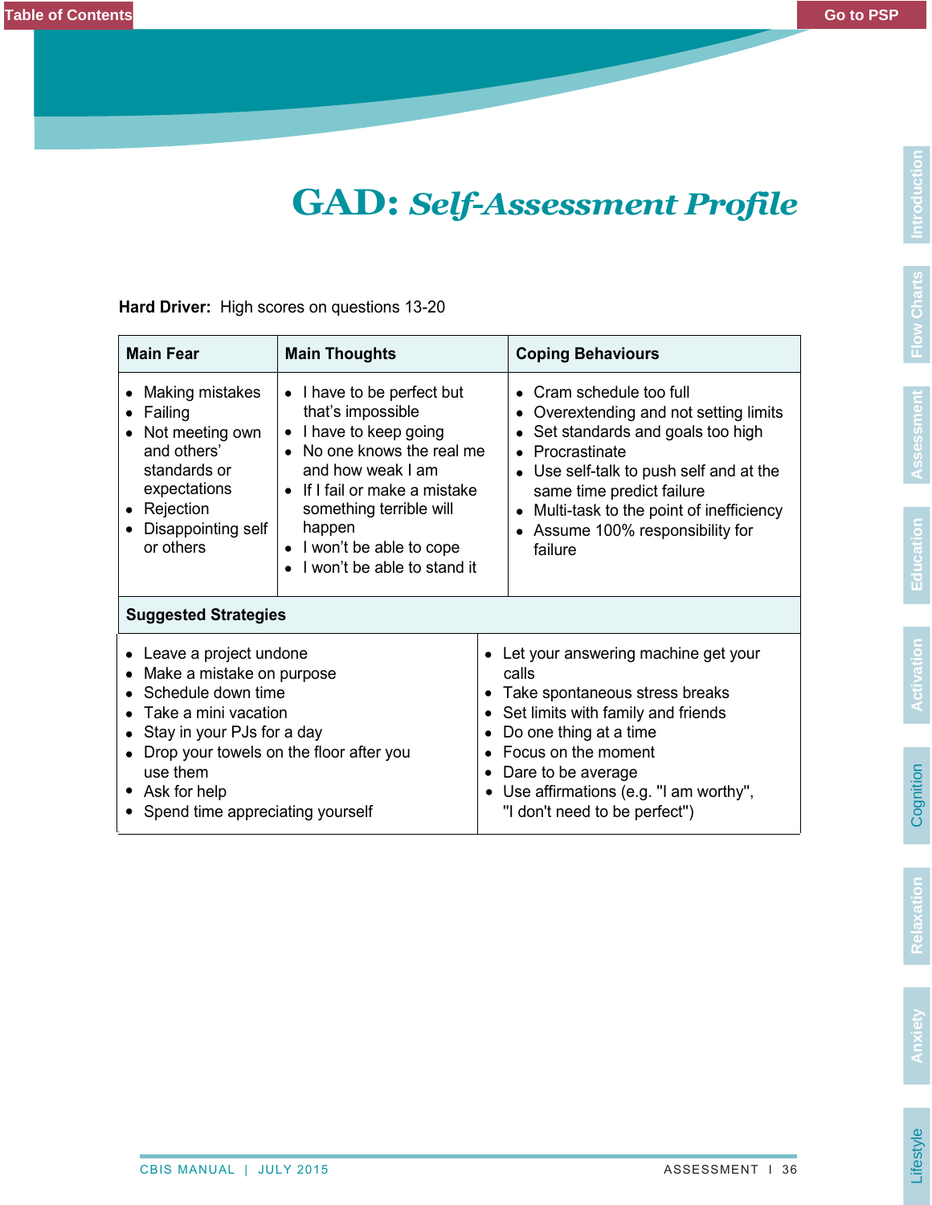# GAD: *Self-Assessment Profile*

**Hard Driver:** High scores on questions 13-20

| Main Fear | Main Thoughts | Coping Behaviours |
|---|---|---|
| • Making mistakes<br>• Failing<br>• Not meeting own and others' standards or expectations<br>• Rejection<br>• Disappointing self or others | • I have to be perfect but that's impossible<br>• I have to keep going<br>• No one knows the real me and how weak I am<br>• If I fail or make a mistake something terrible will happen<br>• I won't be able to cope<br>• I won't be able to stand it | • Cram schedule too full<br>• Overextending and not setting limits<br>• Set standards and goals too high<br>• Procrastinate<br>• Use self-talk to push self and at the same time predict failure<br>• Multi-task to the point of inefficiency<br>• Assume 100% responsibility for failure |

| Suggested Strategies | |
|---|---|
| • Leave a project undone<br>• Make a mistake on purpose<br>• Schedule down time<br>• Take a mini vacation<br>• Stay in your PJs for a day<br>• Drop your towels on the floor after you use them<br>• Ask for help<br>• Spend time appreciating yourself | • Let your answering machine get your calls<br>• Take spontaneous stress breaks<br>• Set limits with family and friends<br>• Do one thing at a time<br>• Focus on the moment<br>• Dare to be average<br>• Use affirmations (e.g. "I am worthy", "I don't need to be perfect") |